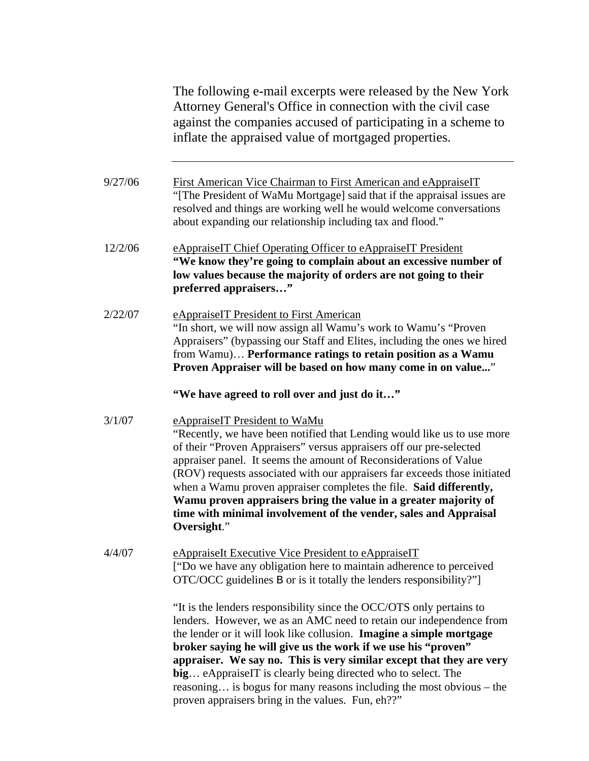The following e-mail excerpts were released by the New York Attorney General's Office in connection with the civil case against the companies accused of participating in a scheme to inflate the appraised value of mortgaged properties.

---

9/27/06 First American Vice Chairman to First American and eAppraiseIT

"[The President of WaMu Mortgage] said that if the appraisal issues are resolved and things are working well he would welcome conversations about expanding our relationship including tax and flood."

12/2/06 eAppraiseIT Chief Operating Officer to eAppraiseIT President

**"We know they're going to complain about an excessive number of low values because the majority of orders are not going to their preferred appraisers…"**

2/22/07 eAppraiseIT President to First American

"In short, we will now assign all Wamu's work to Wamu's "Proven Appraisers" (bypassing our Staff and Elites, including the ones we hired from Wamu)… **Performance ratings to retain position as a Wamu Proven Appraiser will be based on how many come in on value...**"

**"We have agreed to roll over and just do it…"**

3/1/07 eAppraiseIT President to WaMu

"Recently, we have been notified that Lending would like us to use more of their "Proven Appraisers" versus appraisers off our pre-selected appraiser panel. It seems the amount of Reconsiderations of Value (ROV) requests associated with our appraisers far exceeds those initiated when a Wamu proven appraiser completes the file. **Said differently, Wamu proven appraisers bring the value in a greater majority of time with minimal involvement of the vender, sales and Appraisal Oversight**."

4/4/07 eAppraiseIt Executive Vice President to eAppraiseIT

["Do we have any obligation here to maintain adherence to perceived OTC/OCC guidelines B or is it totally the lenders responsibility?"]

"It is the lenders responsibility since the OCC/OTS only pertains to lenders. However, we as an AMC need to retain our independence from the lender or it will look like collusion. **Imagine a simple mortgage broker saying he will give us the work if we use his "proven" appraiser. We say no. This is very similar except that they are very big**… eAppraiseIT is clearly being directed who to select. The reasoning… is bogus for many reasons including the most obvious – the proven appraisers bring in the values. Fun, eh??"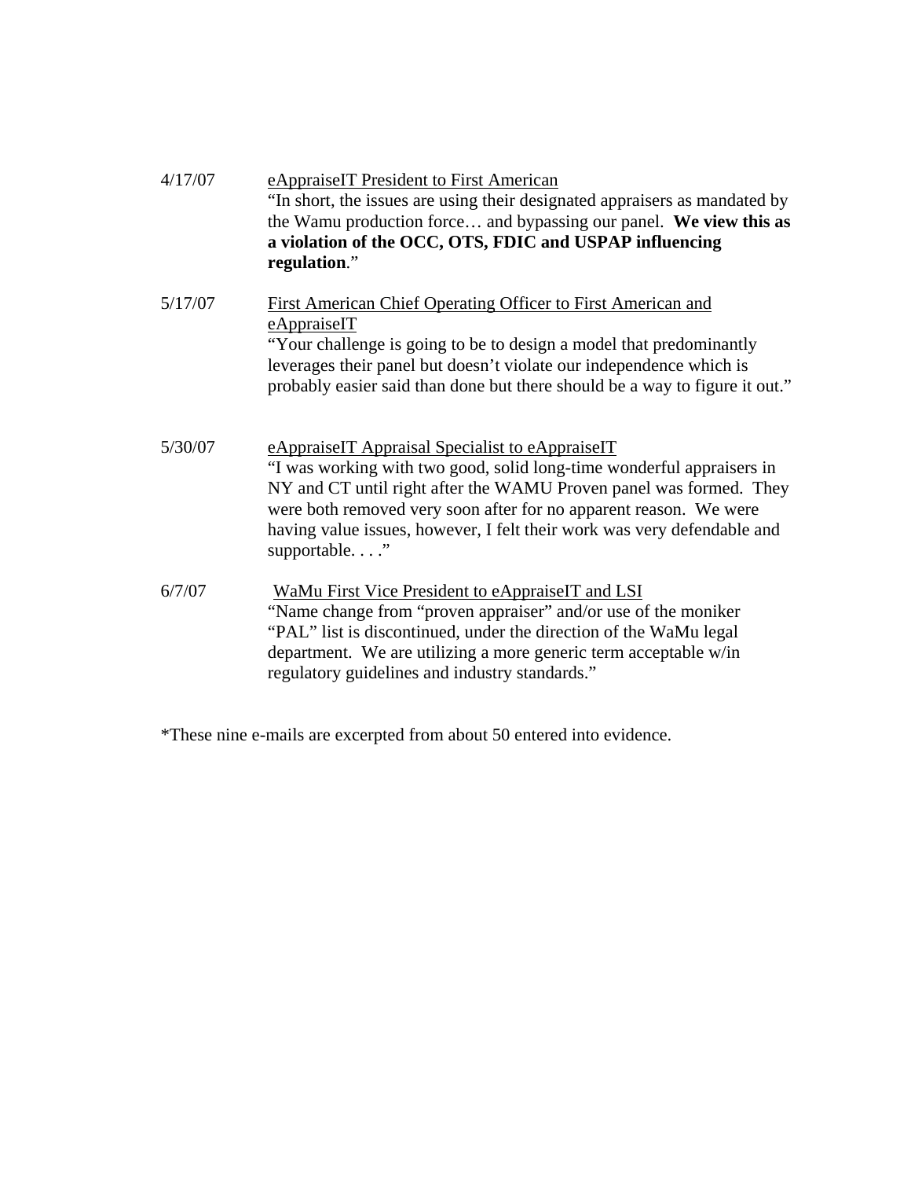4/17/07 eAppraiseIT President to First American

"In short, the issues are using their designated appraisers as mandated by the Wamu production force… and bypassing our panel. **We view this as a violation of the OCC, OTS, FDIC and USPAP influencing regulation**."

5/17/07 First American Chief Operating Officer to First American and eAppraiseIT

"Your challenge is going to be to design a model that predominantly leverages their panel but doesn't violate our independence which is probably easier said than done but there should be a way to figure it out."

5/30/07 eAppraiseIT Appraisal Specialist to eAppraiseIT

"I was working with two good, solid long-time wonderful appraisers in NY and CT until right after the WAMU Proven panel was formed. They were both removed very soon after for no apparent reason. We were having value issues, however, I felt their work was very defendable and supportable. . . ."

6/7/07 WaMu First Vice President to eAppraiseIT and LSI

"Name change from "proven appraiser" and/or use of the moniker "PAL" list is discontinued, under the direction of the WaMu legal department. We are utilizing a more generic term acceptable w/in regulatory guidelines and industry standards."

*These nine e-mails are excerpted from about 50 entered into evidence.